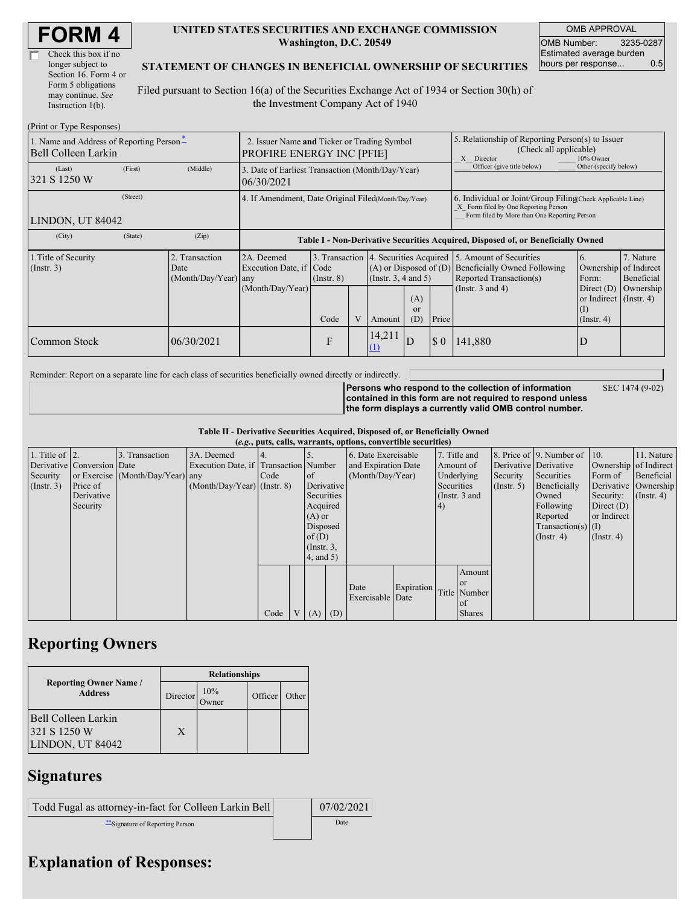# FORM 4

☐ Check this box if no longer subject to Section 16. Form 4 or Form 5 obligations may continue. *See* Instruction 1(b).

**UNITED STATES SECURITIES AND EXCHANGE COMMISSION**
**Washington, D.C. 20549**

**STATEMENT OF CHANGES IN BENEFICIAL OWNERSHIP OF SECURITIES**

Filed pursuant to Section 16(a) of the Securities Exchange Act of 1934 or Section 30(h) of the Investment Company Act of 1940

| OMB APPROVAL | |
|---|---|
| OMB Number: | 3235-0287 |
| Estimated average burden hours per response... | 0.5 |

(Print or Type Responses)

| 1. Name and Address of Reporting Person * | 2. Issuer Name and Ticker or Trading Symbol | 5. Relationship of Reporting Person(s) to Issuer (Check all applicable) |
|---|---|---|
| Bell Colleen Larkin | PROFIRE ENERGY INC [PFIE] | _X_ Director ___ 10% Owner ___ Officer (give title below) ___ Other (specify below) |
| (Last) (First) (Middle) 321 S 1250 W | 3. Date of Earliest Transaction (Month/Day/Year) 06/30/2021 | |
| (Street) LINDON, UT 84042 | 4. If Amendment, Date Original Filed (Month/Day/Year) | 6. Individual or Joint/Group Filing (Check Applicable Line) _X_ Form filed by One Reporting Person ___ Form filed by More than One Reporting Person |
| (City) (State) (Zip) | | |

**Table I - Non-Derivative Securities Acquired, Disposed of, or Beneficially Owned**

| 1.Title of Security (Instr. 3) | 2. Transaction Date (Month/Day/Year) | 2A. Deemed Execution Date, if any (Month/Day/Year) | 3. Transaction Code (Instr. 8) | | 4. Securities Acquired (A) or Disposed of (D) (Instr. 3, 4 and 5) | | | 5. Amount of Securities Beneficially Owned Following Reported Transaction(s) (Instr. 3 and 4) | 6. Ownership Form: Direct (D) or Indirect (I) (Instr. 4) | 7. Nature of Indirect Beneficial Ownership (Instr. 4) |
|---|---|---|---|---|---|---|---|---|---|---|
| | | | Code | V | Amount | (A) or (D) | Price | | | |
| Common Stock | 06/30/2021 | | F | | 14,211 (1) | D | $ 0 | 141,880 | D | |

Reminder: Report on a separate line for each class of securities beneficially owned directly or indirectly.

**Persons who respond to the collection of information contained in this form are not required to respond unless the form displays a currently valid OMB control number.** SEC 1474 (9-02)

**Table II - Derivative Securities Acquired, Disposed of, or Beneficially Owned**
**(*e.g.*, puts, calls, warrants, options, convertible securities)**

| 1. Title of Derivative Security (Instr. 3) | 2. Conversion or Exercise Price of Derivative Security | 3. Transaction Date (Month/Day/Year) | 3A. Deemed Execution Date, if any (Month/Day/Year) | 4. Transaction Code (Instr. 8) | | 5. Number of Derivative Securities Acquired (A) or Disposed of (D) (Instr. 3, 4, and 5) | | 6. Date Exercisable and Expiration Date (Month/Day/Year) | | 7. Title and Amount of Underlying Securities (Instr. 3 and 4) | | 8. Price of Derivative Security (Instr. 5) | 9. Number of Derivative Securities Beneficially Owned Following Reported Transaction(s) (Instr. 4) | 10. Ownership Form of Derivative Security: Direct (D) or Indirect (I) (Instr. 4) | 11. Nature of Indirect Beneficial Ownership (Instr. 4) |
|---|---|---|---|---|---|---|---|---|---|---|---|---|---|---|---|
| | | | | Code | V | (A) | (D) | Date Exercisable | Expiration Date | Title | Amount or Number of Shares | | | | |

## Reporting Owners

| Reporting Owner Name / Address | Relationships | | | |
|---|---|---|---|---|
| | Director | 10% Owner | Officer | Other |
| Bell Colleen Larkin 321 S 1250 W LINDON, UT 84042 | X | | | |

## Signatures

| Todd Fugal as attorney-in-fact for Colleen Larkin Bell | | 07/02/2021 |
|---|---|---|
| **Signature of Reporting Person | | Date |

## Explanation of Responses: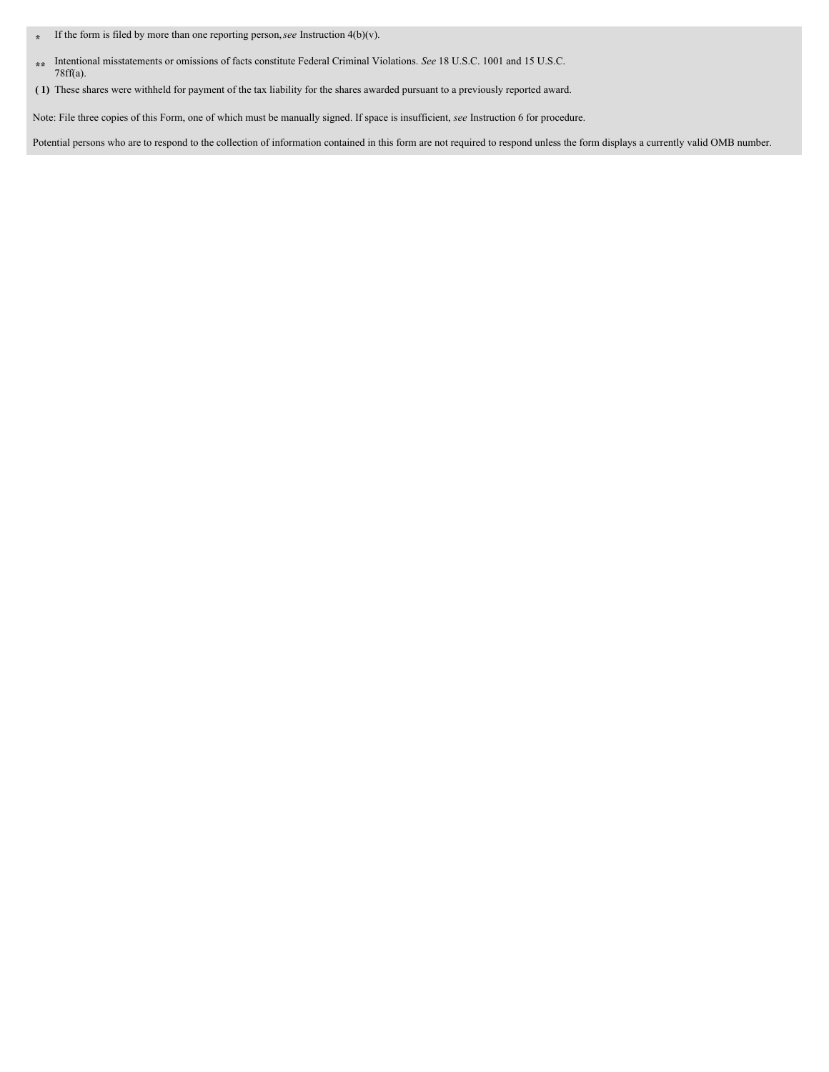\* If the form is filed by more than one reporting person, *see* Instruction 4(b)(v).

\*\* Intentional misstatements or omissions of facts constitute Federal Criminal Violations. *See* 18 U.S.C. 1001 and 15 U.S.C. 78ff(a).

**( 1)** These shares were withheld for payment of the tax liability for the shares awarded pursuant to a previously reported award.

Note: File three copies of this Form, one of which must be manually signed. If space is insufficient, *see* Instruction 6 for procedure.

Potential persons who are to respond to the collection of information contained in this form are not required to respond unless the form displays a currently valid OMB number.